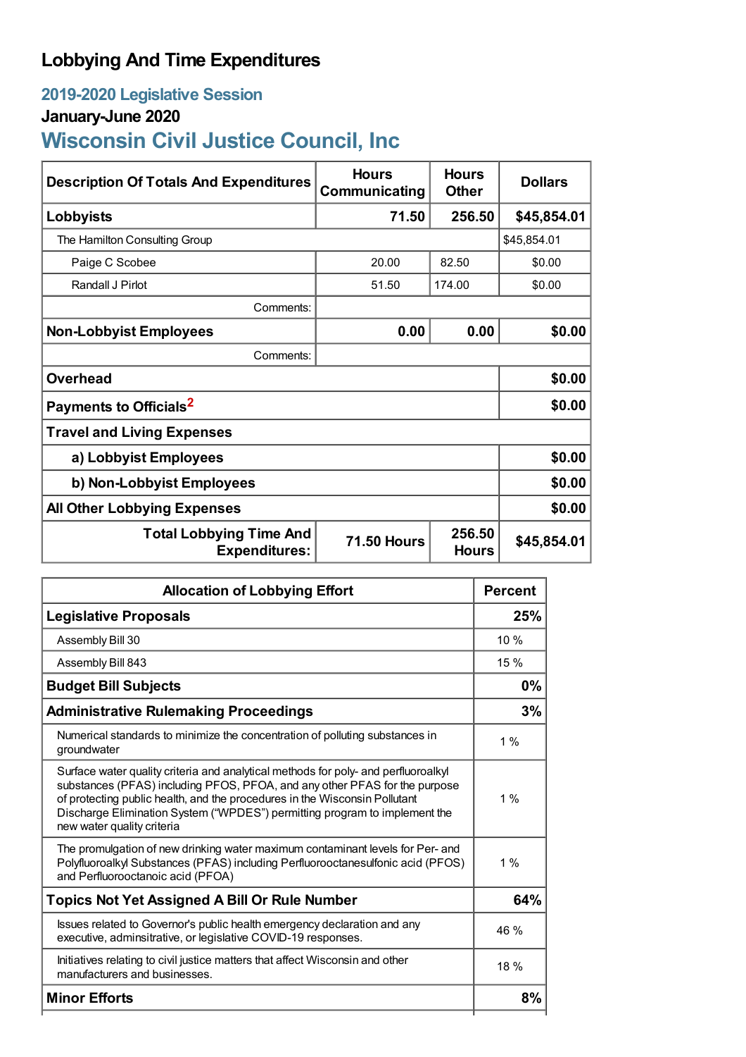# Lobbying And Time Expenditures

## 2019-2020 Legislative Session

### January-June 2020

## Wisconsin Civil Justice Council, Inc

| Description Of Totals And Expenditures | Hours Communicating | Hours Other | Dollars |
|---|---|---|---|
| **Lobbyists** | **71.50** | **256.50** | **$45,854.01** |
| The Hamilton Consulting Group | | | $45,854.01 |
| Paige C Scobee | 20.00 | 82.50 | $0.00 |
| Randall J Pirlot | 51.50 | 174.00 | $0.00 |
| Comments: | | | |
| **Non-Lobbyist Employees** | **0.00** | **0.00** | **$0.00** |
| Comments: | | | |
| **Overhead** | | | **$0.00** |
| **Payments to Officials[2]** | | | **$0.00** |
| **Travel and Living Expenses** | | | |
| **a) Lobbyist Employees** | | | **$0.00** |
| **b) Non-Lobbyist Employees** | | | **$0.00** |
| **All Other Lobbying Expenses** | | | **$0.00** |
| **Total Lobbying Time And Expenditures:** | **71.50 Hours** | **256.50 Hours** | **$45,854.01** |

| Allocation of Lobbying Effort | Percent |
|---|---|
| **Legislative Proposals** | **25%** |
| Assembly Bill 30 | 10 % |
| Assembly Bill 843 | 15 % |
| **Budget Bill Subjects** | **0%** |
| **Administrative Rulemaking Proceedings** | **3%** |
| Numerical standards to minimize the concentration of polluting substances in groundwater | 1 % |
| Surface water quality criteria and analytical methods for poly- and perfluoroalkyl substances (PFAS) including PFOS, PFOA, and any other PFAS for the purpose of protecting public health, and the procedures in the Wisconsin Pollutant Discharge Elimination System ("WPDES") permitting program to implement the new water quality criteria | 1 % |
| The promulgation of new drinking water maximum contaminant levels for Per- and Polyfluoroalkyl Substances (PFAS) including Perfluorooctanesulfonic acid (PFOS) and Perfluorooctanoic acid (PFOA) | 1 % |
| **Topics Not Yet Assigned A Bill Or Rule Number** | **64%** |
| Issues related to Governor's public health emergency declaration and any executive, adminsitrative, or legislative COVID-19 responses. | 46 % |
| Initiatives relating to civil justice matters that affect Wisconsin and other manufacturers and businesses. | 18 % |
| **Minor Efforts** | **8%** |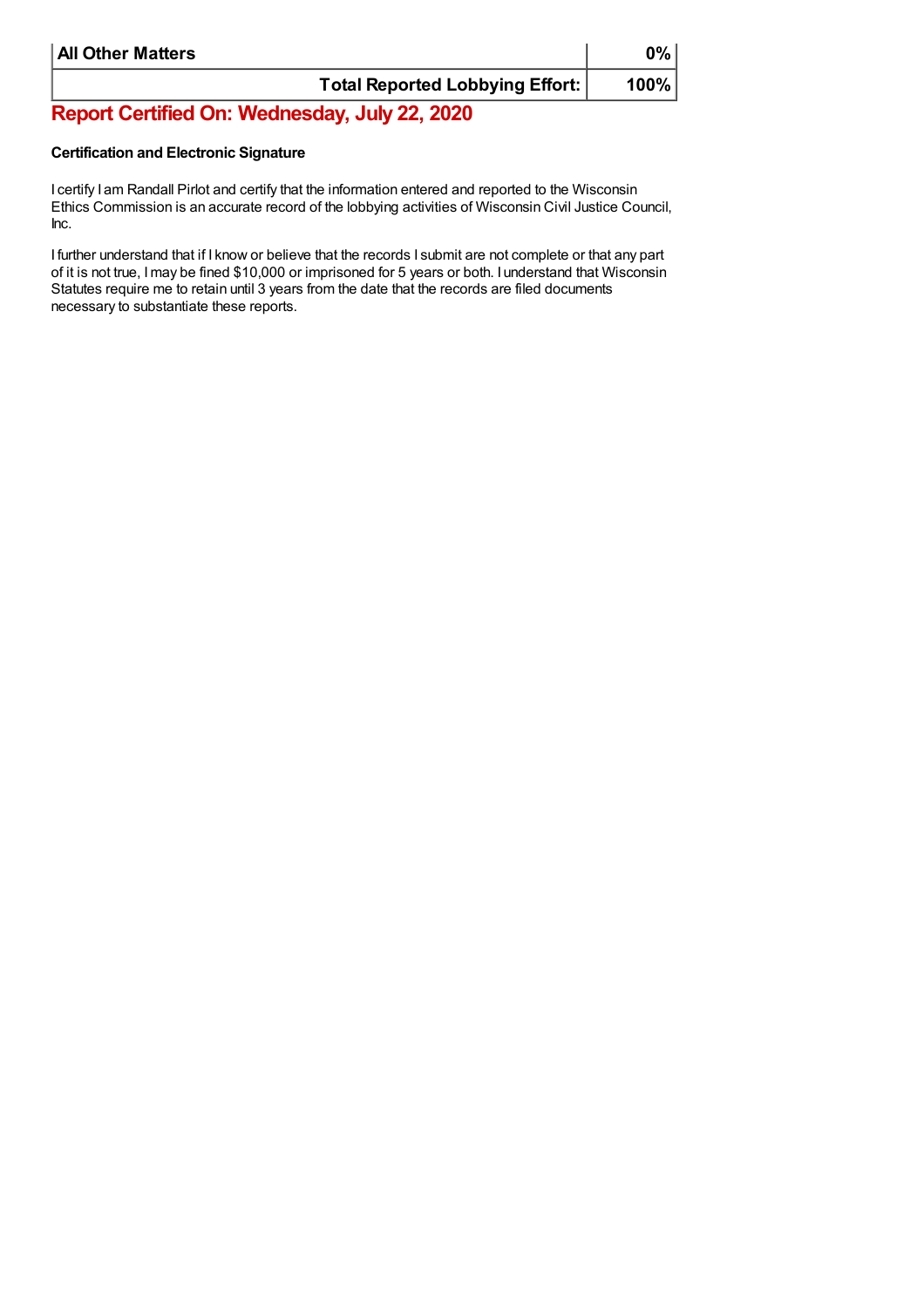| | |
|---|---|
| **All Other Matters** | **0%** |
| **Total Reported Lobbying Effort:** | **100%** |

## Report Certified On: Wednesday, July 22, 2020

**Certification and Electronic Signature**

I certify I am Randall Pirlot and certify that the information entered and reported to the Wisconsin Ethics Commission is an accurate record of the lobbying activities of Wisconsin Civil Justice Council, Inc.

I further understand that if I know or believe that the records I submit are not complete or that any part of it is not true, I may be fined $10,000 or imprisoned for 5 years or both. I understand that Wisconsin Statutes require me to retain until 3 years from the date that the records are filed documents necessary to substantiate these reports.